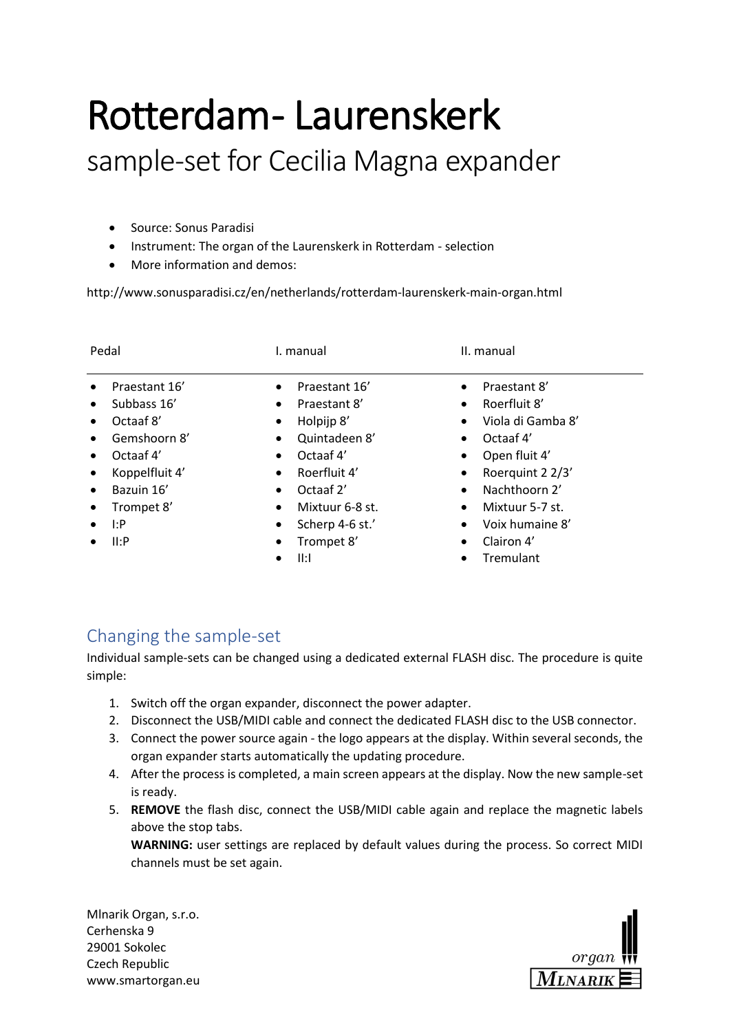# Rotterdam- Laurenskerk

## sample-set for Cecilia Magna expander

- Source: Sonus Paradisi
- Instrument: The organ of the Laurenskerk in Rotterdam - selection
- More information and demos:

http://www.sonusparadisi.cz/en/netherlands/rotterdam-laurenskerk-main-organ.html

| Pedal | I. manual | II. manual |
|---|---|---|
| • Praestant 16’ | • Praestant 16’ | • Praestant 8’ |
| • Subbass 16’ | • Praestant 8’ | • Roerfluit 8’ |
| • Octaaf 8’ | • Holpijp 8’ | • Viola di Gamba 8’ |
| • Gemshoorn 8’ | • Quintadeen 8’ | • Octaaf 4’ |
| • Octaaf 4’ | • Octaaf 4’ | • Open fluit 4’ |
| • Koppelfluit 4’ | • Roerfluit 4’ | • Roerquint 2 2/3’ |
| • Bazuin 16’ | • Octaaf 2’ | • Nachthoorn 2’ |
| • Trompet 8’ | • Mixtuur 6-8 st. | • Mixtuur 5-7 st. |
| • I:P | • Scherp 4-6 st.’ | • Voix humaine 8’ |
| • II:P | • Trompet 8’ | • Clairon 4’ |
| | • II:I | • Tremulant |

## Changing the sample-set

Individual sample-sets can be changed using a dedicated external FLASH disc. The procedure is quite simple:

1. Switch off the organ expander, disconnect the power adapter.
2. Disconnect the USB/MIDI cable and connect the dedicated FLASH disc to the USB connector.
3. Connect the power source again - the logo appears at the display. Within several seconds, the organ expander starts automatically the updating procedure.
4. After the process is completed, a main screen appears at the display. Now the new sample-set is ready.
5. **REMOVE** the flash disc, connect the USB/MIDI cable again and replace the magnetic labels above the stop tabs.
   **WARNING:** user settings are replaced by default values during the process. So correct MIDI channels must be set again.

Mlnarik Organ, s.r.o.
Cerhenska 9
29001 Sokolec
Czech Republic
www.smartorgan.eu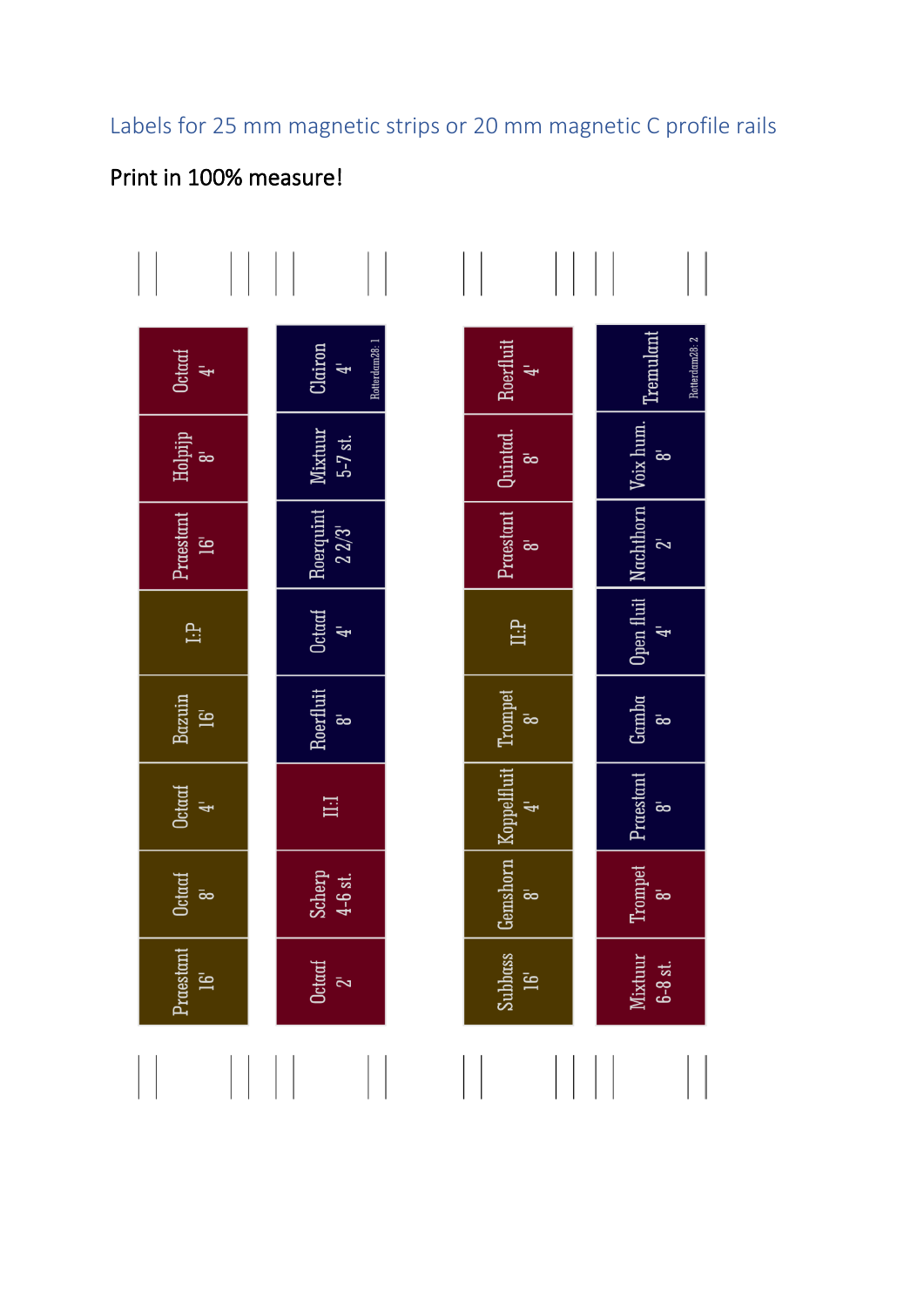Labels for 25 mm magnetic strips or 20 mm magnetic C profile rails

Print in 100% measure!

| | | | |
|---|---|---|---|
| Octaaf 4' | Clairon 4' Rotterdam28: 1 | Roerfluit 4' | Tremulant Rotterdam28: 2 |
| Holpijp 8' | Mixtuur 5-7 st. | Quintad. 8' | Voix hum. 8' |
| Praestant 16' | Roerquint 2 2/3' | Praestant 8' | Nachthorn 2' |
| I:P | Octaaf 4' | II:P | Open fluit 4' |
| Bazuin 16' | Roerfluit 8' | Trompet 8' | Gamba 8' |
| Octaaf 4' | II:I | Koppelfluit 4' | Praestant 8' |
| Octaaf 8' | Scherp 4-6 st. | Gemshorn 8' | Trompet 8' |
| Praestant 16' | Octaaf 2' | Subbass 16' | Mixtuur 6-8 st. |